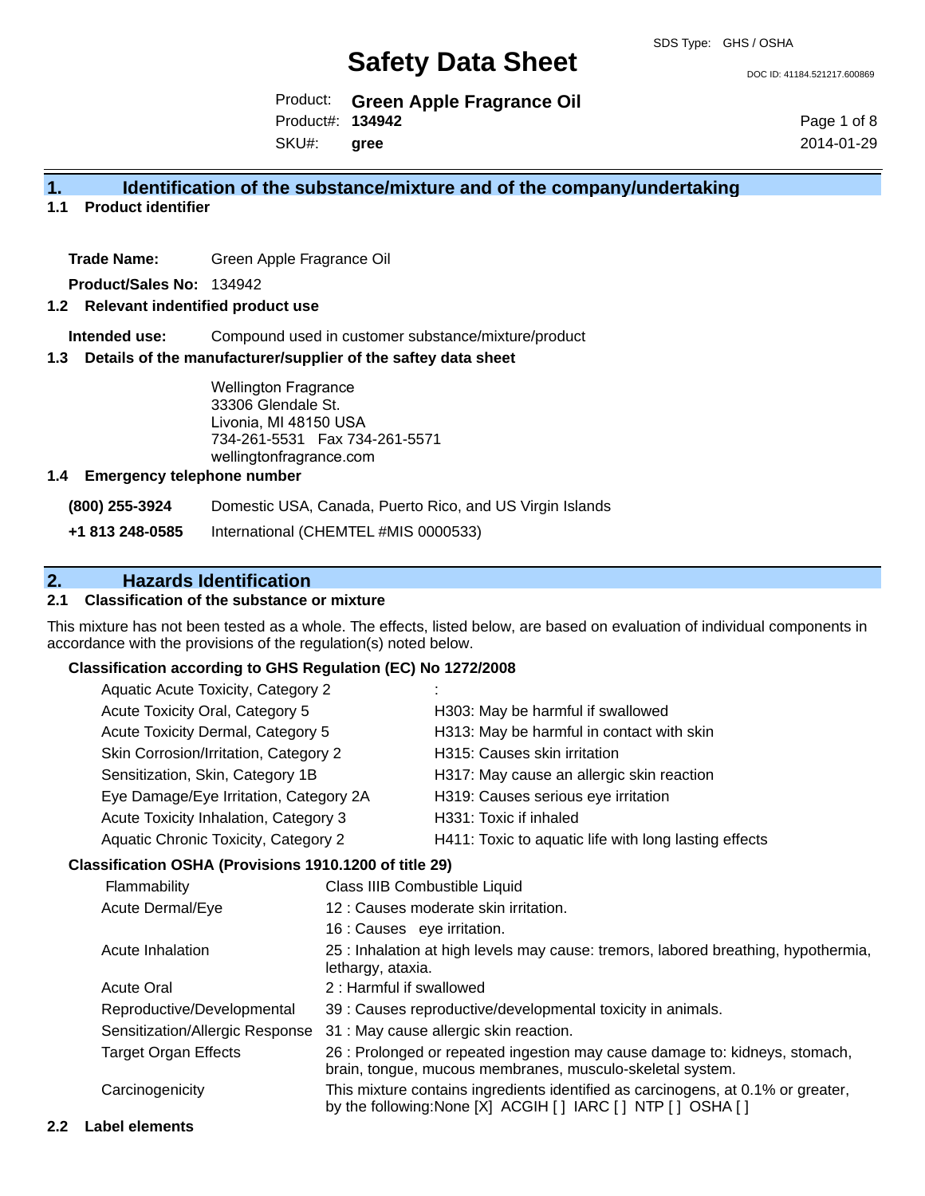SDS Type: GHS / OSHA

# Safety Data Sheet

DOC ID: 41184.521217.600869

Product: **Green Apple Fragrance Oil**
Product#: **134942**
SKU#: **gree**

2014-01-29

## 1. Identification of the substance/mixture and of the company/undertaking

### 1.1 Product identifier

**Trade Name:** Green Apple Fragrance Oil

**Product/Sales No:** 134942

### 1.2 Relevant indentified product use

**Intended use:** Compound used in customer substance/mixture/product

### 1.3 Details of the manufacturer/supplier of the saftey data sheet

Wellington Fragrance
33306 Glendale St.
Livonia, MI 48150 USA
734-261-5531 Fax 734-261-5571
wellingtonfragrance.com

### 1.4 Emergency telephone number

**(800) 255-3924** Domestic USA, Canada, Puerto Rico, and US Virgin Islands

**+1 813 248-0585** International (CHEMTEL #MIS 0000533)

## 2. Hazards Identification

### 2.1 Classification of the substance or mixture

This mixture has not been tested as a whole. The effects, listed below, are based on evaluation of individual components in accordance with the provisions of the regulation(s) noted below.

**Classification according to GHS Regulation (EC) No 1272/2008**

| | |
|---|---|
| Aquatic Acute Toxicity, Category 2 | : |
| Acute Toxicity Oral, Category 5 | H303: May be harmful if swallowed |
| Acute Toxicity Dermal, Category 5 | H313: May be harmful in contact with skin |
| Skin Corrosion/Irritation, Category 2 | H315: Causes skin irritation |
| Sensitization, Skin, Category 1B | H317: May cause an allergic skin reaction |
| Eye Damage/Eye Irritation, Category 2A | H319: Causes serious eye irritation |
| Acute Toxicity Inhalation, Category 3 | H331: Toxic if inhaled |
| Aquatic Chronic Toxicity, Category 2 | H411: Toxic to aquatic life with long lasting effects |

**Classification OSHA (Provisions 1910.1200 of title 29)**

| | |
|---|---|
| Flammability | Class IIIB Combustible Liquid |
| Acute Dermal/Eye | 12 : Causes moderate skin irritation. |
| | 16 : Causes eye irritation. |
| Acute Inhalation | 25 : Inhalation at high levels may cause: tremors, labored breathing, hypothermia, lethargy, ataxia. |
| Acute Oral | 2 : Harmful if swallowed |
| Reproductive/Developmental | 39 : Causes reproductive/developmental toxicity in animals. |
| Sensitization/Allergic Response | 31 : May cause allergic skin reaction. |
| Target Organ Effects | 26 : Prolonged or repeated ingestion may cause damage to: kidneys, stomach, brain, tongue, mucous membranes, musculo-skeletal system. |
| Carcinogenicity | This mixture contains ingredients identified as carcinogens, at 0.1% or greater, by the following:None [X] ACGIH [ ] IARC [ ] NTP [ ] OSHA [ ] |

### 2.2 Label elements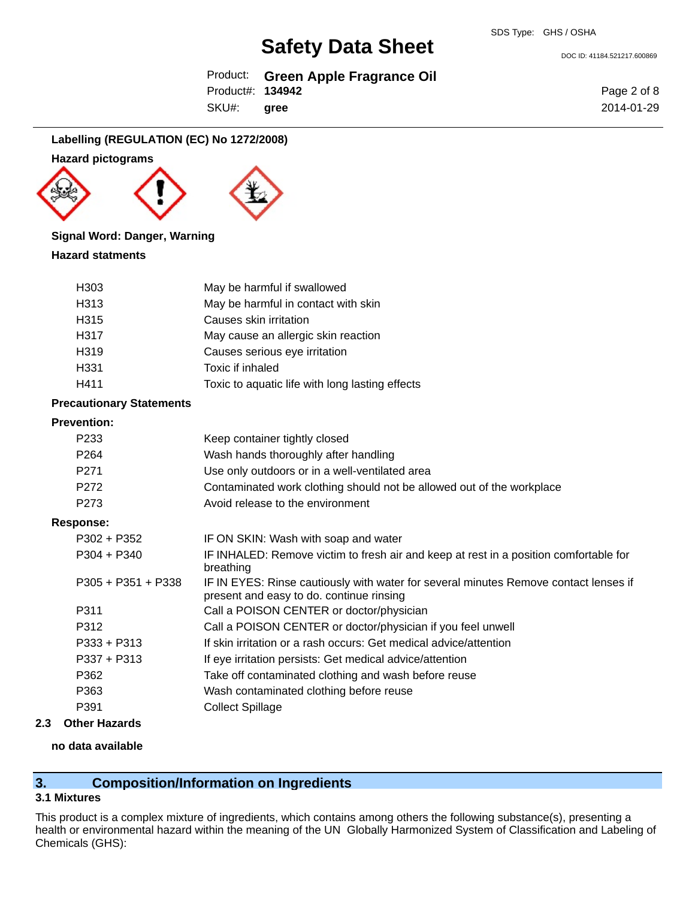**Labelling (REGULATION (EC) No 1272/2008)**

**Hazard pictograms**

**Signal Word: Danger, Warning**

**Hazard statments**

| | |
|---|---|
| H303 | May be harmful if swallowed |
| H313 | May be harmful in contact with skin |
| H315 | Causes skin irritation |
| H317 | May cause an allergic skin reaction |
| H319 | Causes serious eye irritation |
| H331 | Toxic if inhaled |
| H411 | Toxic to aquatic life with long lasting effects |

**Precautionary Statements**

**Prevention:**

| | |
|---|---|
| P233 | Keep container tightly closed |
| P264 | Wash hands thoroughly after handling |
| P271 | Use only outdoors or in a well-ventilated area |
| P272 | Contaminated work clothing should not be allowed out of the workplace |
| P273 | Avoid release to the environment |

**Response:**

| | |
|---|---|
| P302 + P352 | IF ON SKIN: Wash with soap and water |
| P304 + P340 | IF INHALED: Remove victim to fresh air and keep at rest in a position comfortable for breathing |
| P305 + P351 + P338 | IF IN EYES: Rinse cautiously with water for several minutes Remove contact lenses if present and easy to do. continue rinsing |
| P311 | Call a POISON CENTER or doctor/physician |
| P312 | Call a POISON CENTER or doctor/physician if you feel unwell |
| P333 + P313 | If skin irritation or a rash occurs: Get medical advice/attention |
| P337 + P313 | If eye irritation persists: Get medical advice/attention |
| P362 | Take off contaminated clothing and wash before reuse |
| P363 | Wash contaminated clothing before reuse |
| P391 | Collect Spillage |

### 2.3 Other Hazards

**no data available**

## 3. Composition/Information on Ingredients

### 3.1 Mixtures

This product is a complex mixture of ingredients, which contains among others the following substance(s), presenting a health or environmental hazard within the meaning of the UN Globally Harmonized System of Classification and Labeling of Chemicals (GHS):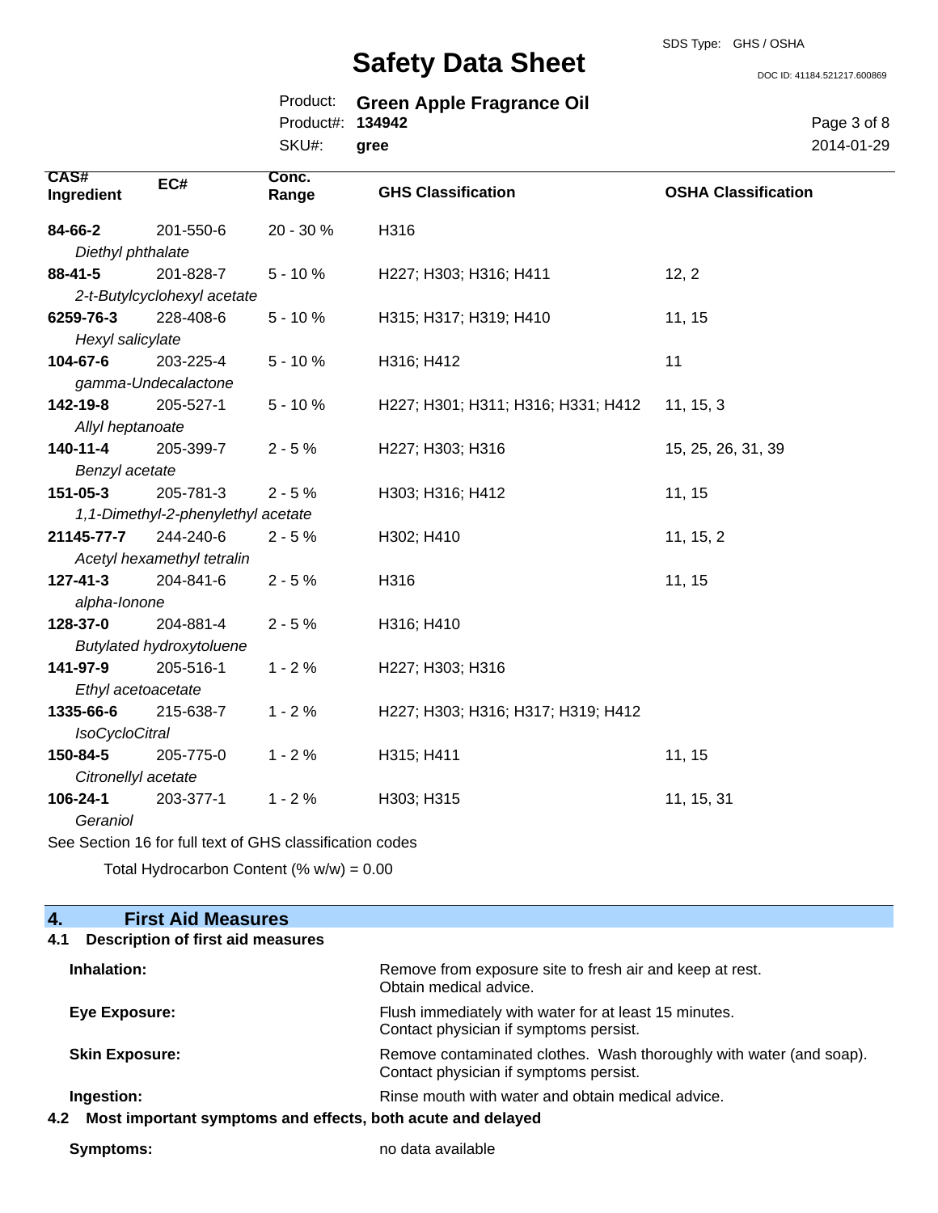| CAS# Ingredient | EC# | Conc. Range | GHS Classification | OSHA Classification |
|---|---|---|---|---|
| **84-66-2** *Diethyl phthalate* | 201-550-6 | 20 - 30 % | H316 | |
| **88-41-5** *2-t-Butylcyclohexyl acetate* | 201-828-7 | 5 - 10 % | H227; H303; H316; H411 | 12, 2 |
| **6259-76-3** *Hexyl salicylate* | 228-408-6 | 5 - 10 % | H315; H317; H319; H410 | 11, 15 |
| **104-67-6** *gamma-Undecalactone* | 203-225-4 | 5 - 10 % | H316; H412 | 11 |
| **142-19-8** *Allyl heptanoate* | 205-527-1 | 5 - 10 % | H227; H301; H311; H316; H331; H412 | 11, 15, 3 |
| **140-11-4** *Benzyl acetate* | 205-399-7 | 2 - 5 % | H227; H303; H316 | 15, 25, 26, 31, 39 |
| **151-05-3** *1,1-Dimethyl-2-phenylethyl acetate* | 205-781-3 | 2 - 5 % | H303; H316; H412 | 11, 15 |
| **21145-77-7** *Acetyl hexamethyl tetralin* | 244-240-6 | 2 - 5 % | H302; H410 | 11, 15, 2 |
| **127-41-3** *alpha-Ionone* | 204-841-6 | 2 - 5 % | H316 | 11, 15 |
| **128-37-0** *Butylated hydroxytoluene* | 204-881-4 | 2 - 5 % | H316; H410 | |
| **141-97-9** *Ethyl acetoacetate* | 205-516-1 | 1 - 2 % | H227; H303; H316 | |
| **1335-66-6** *IsoCycloCitral* | 215-638-7 | 1 - 2 % | H227; H303; H316; H317; H319; H412 | |
| **150-84-5** *Citronellyl acetate* | 205-775-0 | 1 - 2 % | H315; H411 | 11, 15 |
| **106-24-1** *Geraniol* | 203-377-1 | 1 - 2 % | H303; H315 | 11, 15, 31 |

See Section 16 for full text of GHS classification codes

Total Hydrocarbon Content (% w/w) = 0.00

## 4. First Aid Measures

### 4.1 Description of first aid measures

**Inhalation:** Remove from exposure site to fresh air and keep at rest. Obtain medical advice.

**Eye Exposure:** Flush immediately with water for at least 15 minutes. Contact physician if symptoms persist.

**Skin Exposure:** Remove contaminated clothes. Wash thoroughly with water (and soap). Contact physician if symptoms persist.

**Ingestion:** Rinse mouth with water and obtain medical advice.

### 4.2 Most important symptoms and effects, both acute and delayed

**Symptoms:** no data available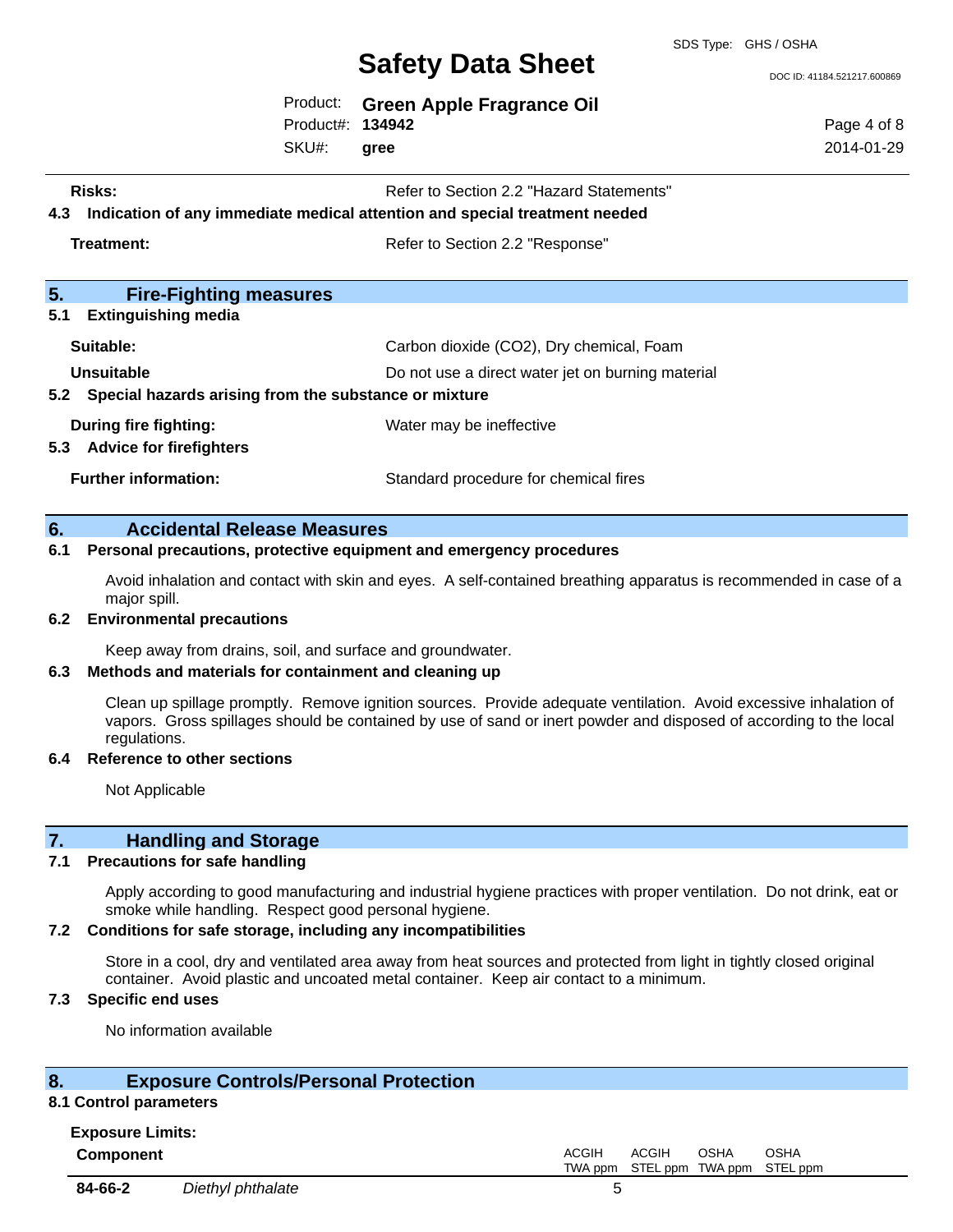**Risks:** Refer to Section 2.2 "Hazard Statements"

**4.3 Indication of any immediate medical attention and special treatment needed**

**Treatment:** Refer to Section 2.2 "Response"

## 5. Fire-Fighting measures

**5.1 Extinguishing media**

**Suitable:** Carbon dioxide ($CO_2$), Dry chemical, Foam

**Unsuitable** Do not use a direct water jet on burning material

**5.2 Special hazards arising from the substance or mixture**

**During fire fighting:** Water may be ineffective

**5.3 Advice for firefighters**

**Further information:** Standard procedure for chemical fires

## 6. Accidental Release Measures

**6.1 Personal precautions, protective equipment and emergency procedures**

Avoid inhalation and contact with skin and eyes. A self-contained breathing apparatus is recommended in case of a major spill.

**6.2 Environmental precautions**

Keep away from drains, soil, and surface and groundwater.

**6.3 Methods and materials for containment and cleaning up**

Clean up spillage promptly. Remove ignition sources. Provide adequate ventilation. Avoid excessive inhalation of vapors. Gross spillages should be contained by use of sand or inert powder and disposed of according to the local regulations.

**6.4 Reference to other sections**

Not Applicable

## 7. Handling and Storage

**7.1 Precautions for safe handling**

Apply according to good manufacturing and industrial hygiene practices with proper ventilation. Do not drink, eat or smoke while handling. Respect good personal hygiene.

**7.2 Conditions for safe storage, including any incompatibilities**

Store in a cool, dry and ventilated area away from heat sources and protected from light in tightly closed original container. Avoid plastic and uncoated metal container. Keep air contact to a minimum.

**7.3 Specific end uses**

No information available

## 8. Exposure Controls/Personal Protection

**8.1 Control parameters**

**Exposure Limits:**

| Component | | ACGIH TWA ppm | ACGIH STEL ppm | OSHA TWA ppm | OSHA STEL ppm |
|---|---|---|---|---|---|
| 84-66-2 | *Diethyl phthalate* | 5 | | | |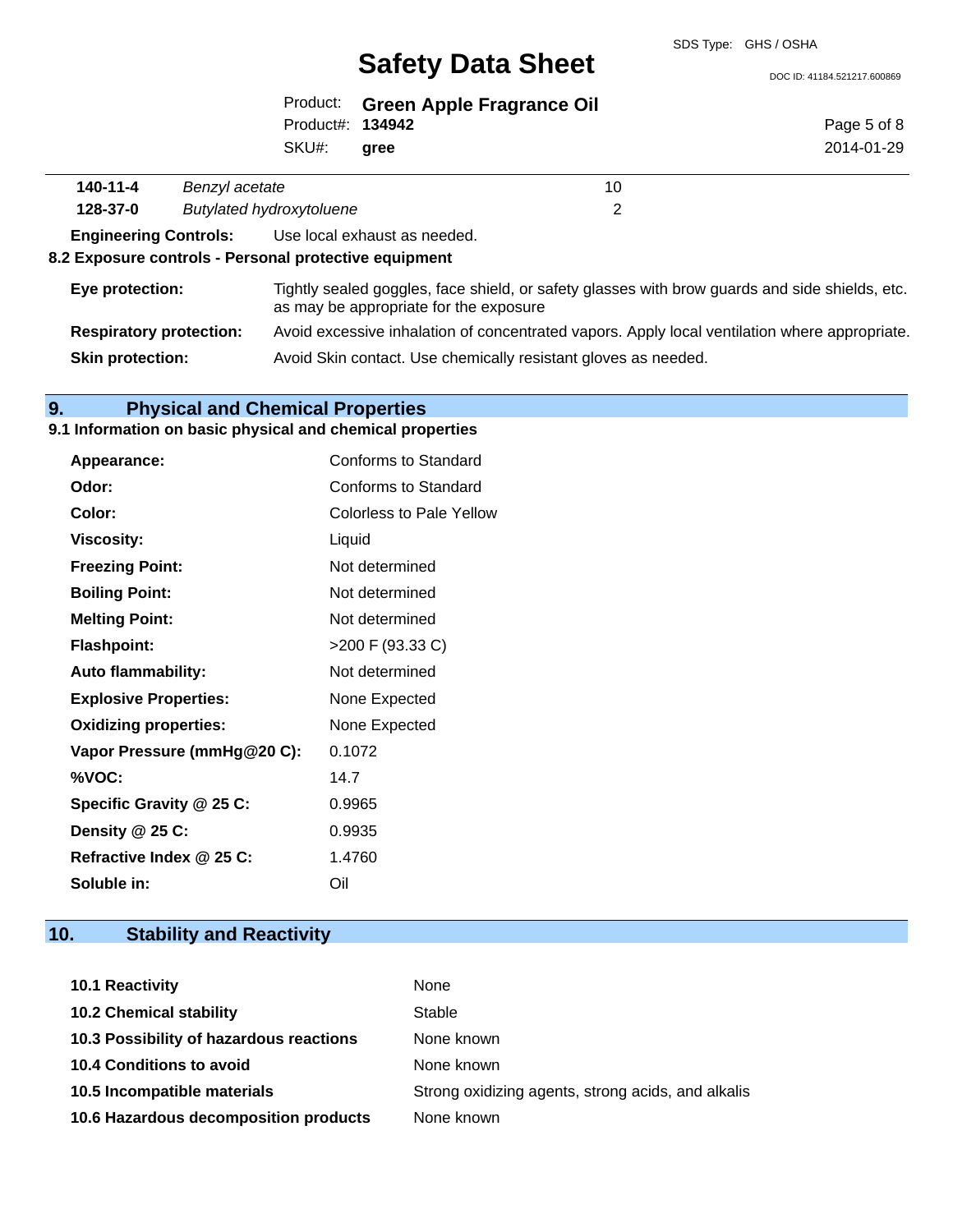| | | |
|---|---|---|
| **140-11-4** | *Benzyl acetate* | 10 |
| **128-37-0** | *Butylated hydroxytoluene* | 2 |

**Engineering Controls:** Use local exhaust as needed.

**8.2 Exposure controls - Personal protective equipment**

| | |
|---|---|
| **Eye protection:** | Tightly sealed goggles, face shield, or safety glasses with brow guards and side shields, etc. as may be appropriate for the exposure |
| **Respiratory protection:** | Avoid excessive inhalation of concentrated vapors. Apply local ventilation where appropriate. |
| **Skin protection:** | Avoid Skin contact. Use chemically resistant gloves as needed. |

## 9. Physical and Chemical Properties

### 9.1 Information on basic physical and chemical properties

| | |
|---|---|
| **Appearance:** | Conforms to Standard |
| **Odor:** | Conforms to Standard |
| **Color:** | Colorless to Pale Yellow |
| **Viscosity:** | Liquid |
| **Freezing Point:** | Not determined |
| **Boiling Point:** | Not determined |
| **Melting Point:** | Not determined |
| **Flashpoint:** | >200 F (93.33 C) |
| **Auto flammability:** | Not determined |
| **Explosive Properties:** | None Expected |
| **Oxidizing properties:** | None Expected |
| **Vapor Pressure (mmHg@20 C):** | 0.1072 |
| **%VOC:** | 14.7 |
| **Specific Gravity @ 25 C:** | 0.9965 |
| **Density @ 25 C:** | 0.9935 |
| **Refractive Index @ 25 C:** | 1.4760 |
| **Soluble in:** | Oil |

## 10. Stability and Reactivity

| | |
|---|---|
| **10.1 Reactivity** | None |
| **10.2 Chemical stability** | Stable |
| **10.3 Possibility of hazardous reactions** | None known |
| **10.4 Conditions to avoid** | None known |
| **10.5 Incompatible materials** | Strong oxidizing agents, strong acids, and alkalis |
| **10.6 Hazardous decomposition products** | None known |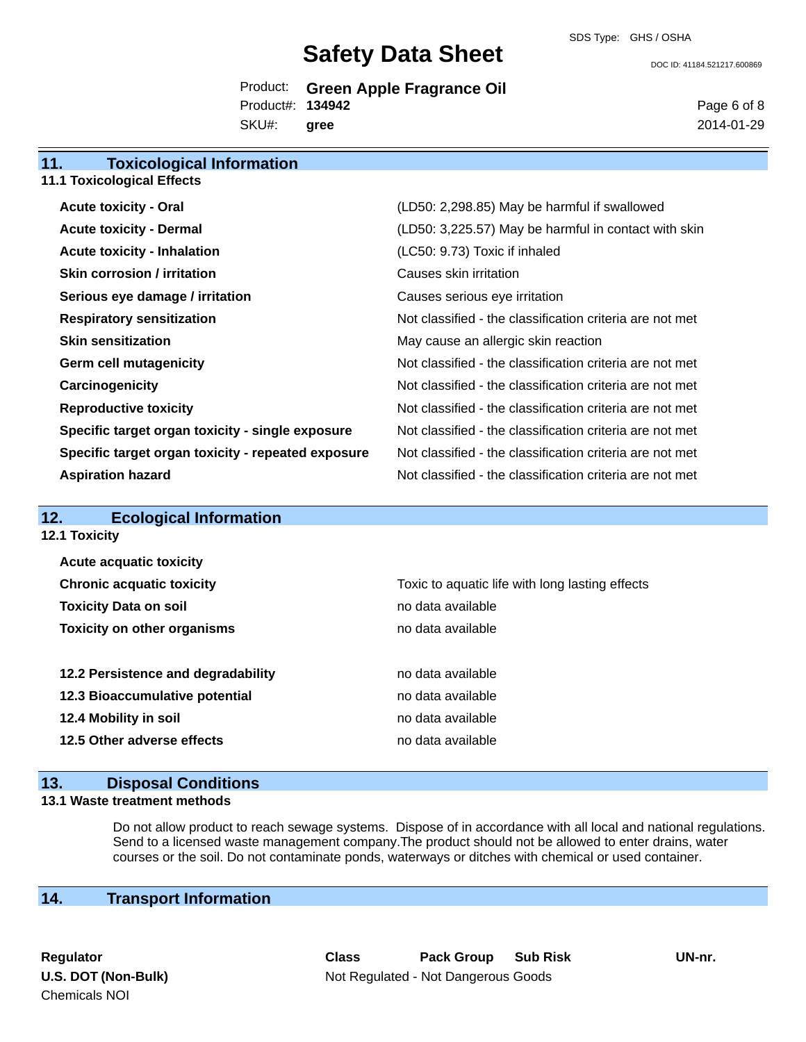## 11. Toxicological Information

### 11.1 Toxicological Effects

| | |
|---|---|
| **Acute toxicity - Oral** | (LD50: 2,298.85) May be harmful if swallowed |
| **Acute toxicity - Dermal** | (LD50: 3,225.57) May be harmful in contact with skin |
| **Acute toxicity - Inhalation** | (LC50: 9.73) Toxic if inhaled |
| **Skin corrosion / irritation** | Causes skin irritation |
| **Serious eye damage / irritation** | Causes serious eye irritation |
| **Respiratory sensitization** | Not classified - the classification criteria are not met |
| **Skin sensitization** | May cause an allergic skin reaction |
| **Germ cell mutagenicity** | Not classified - the classification criteria are not met |
| **Carcinogenicity** | Not classified - the classification criteria are not met |
| **Reproductive toxicity** | Not classified - the classification criteria are not met |
| **Specific target organ toxicity - single exposure** | Not classified - the classification criteria are not met |
| **Specific target organ toxicity - repeated exposure** | Not classified - the classification criteria are not met |
| **Aspiration hazard** | Not classified - the classification criteria are not met |

## 12. Ecological Information

### 12.1 Toxicity

| | |
|---|---|
| **Acute acquatic toxicity** | |
| **Chronic acquatic toxicity** | Toxic to aquatic life with long lasting effects |
| **Toxicity Data on soil** | no data available |
| **Toxicity on other organisms** | no data available |

| | |
|---|---|
| **12.2 Persistence and degradability** | no data available |
| **12.3 Bioaccumulative potential** | no data available |
| **12.4 Mobility in soil** | no data available |
| **12.5 Other adverse effects** | no data available |

## 13. Disposal Conditions

### 13.1 Waste treatment methods

Do not allow product to reach sewage systems. Dispose of in accordance with all local and national regulations. Send to a licensed waste management company.The product should not be allowed to enter drains, water courses or the soil. Do not contaminate ponds, waterways or ditches with chemical or used container.

## 14. Transport Information

| Regulator | Class | Pack Group | Sub Risk | UN-nr. |
|---|---|---|---|---|
| **U.S. DOT (Non-Bulk)** | Not Regulated - Not Dangerous Goods | | | |
| Chemicals NOI | | | | |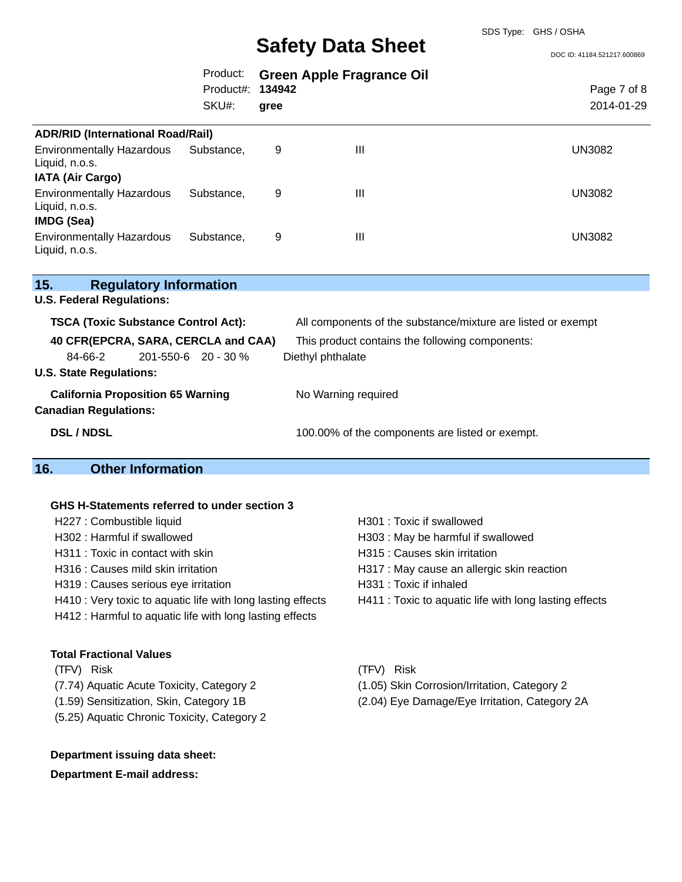**ADR/RID (International Road/Rail)**

| | | | |
|---|---|---|---|
| Environmentally Hazardous Substance, Liquid, n.o.s. | 9 | III | UN3082 |

**IATA (Air Cargo)**

| | | | |
|---|---|---|---|
| Environmentally Hazardous Substance, Liquid, n.o.s. | 9 | III | UN3082 |

**IMDG (Sea)**

| | | | |
|---|---|---|---|
| Environmentally Hazardous Substance, Liquid, n.o.s. | 9 | III | UN3082 |

## 15. Regulatory Information

**U.S. Federal Regulations:**

**TSCA (Toxic Substance Control Act):** All components of the substance/mixture are listed or exempt

**40 CFR(EPCRA, SARA, CERCLA and CAA)** This product contains the following components:

| | | | |
|---|---|---|---|
| 84-66-2 | 201-550-6 | 20 - 30 % | Diethyl phthalate |

**U.S. State Regulations:**

**California Proposition 65 Warning** No Warning required

**Canadian Regulations:**

**DSL / NDSL** 100.00% of the components are listed or exempt.

## 16. Other Information

**GHS H-Statements referred to under section 3**

- H227 : Combustible liquid
- H301 : Toxic if swallowed
- H302 : Harmful if swallowed
- H303 : May be harmful if swallowed
- H311 : Toxic in contact with skin
- H315 : Causes skin irritation
- H316 : Causes mild skin irritation
- H317 : May cause an allergic skin reaction
- H319 : Causes serious eye irritation
- H331 : Toxic if inhaled
- H410 : Very toxic to aquatic life with long lasting effects
- H411 : Toxic to aquatic life with long lasting effects
- H412 : Harmful to aquatic life with long lasting effects

**Total Fractional Values**

| (TFV) | Risk |
|---|---|
| (7.74) | Aquatic Acute Toxicity, Category 2 |
| (1.59) | Sensitization, Skin, Category 1B |
| (5.25) | Aquatic Chronic Toxicity, Category 2 |
| (1.05) | Skin Corrosion/Irritation, Category 2 |
| (2.04) | Eye Damage/Eye Irritation, Category 2A |

**Department issuing data sheet:**

**Department E-mail address:**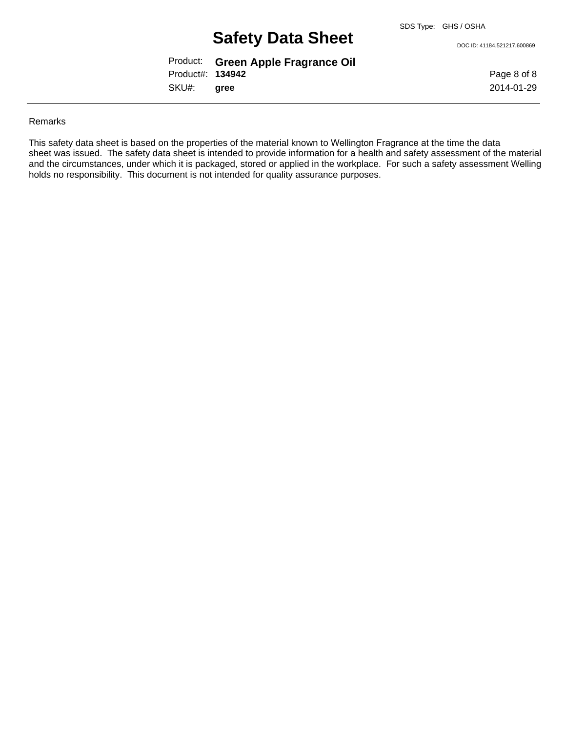Remarks

This safety data sheet is based on the properties of the material known to Wellington Fragrance at the time the data sheet was issued. The safety data sheet is intended to provide information for a health and safety assessment of the material and the circumstances, under which it is packaged, stored or applied in the workplace. For such a safety assessment Welling holds no responsibility. This document is not intended for quality assurance purposes.